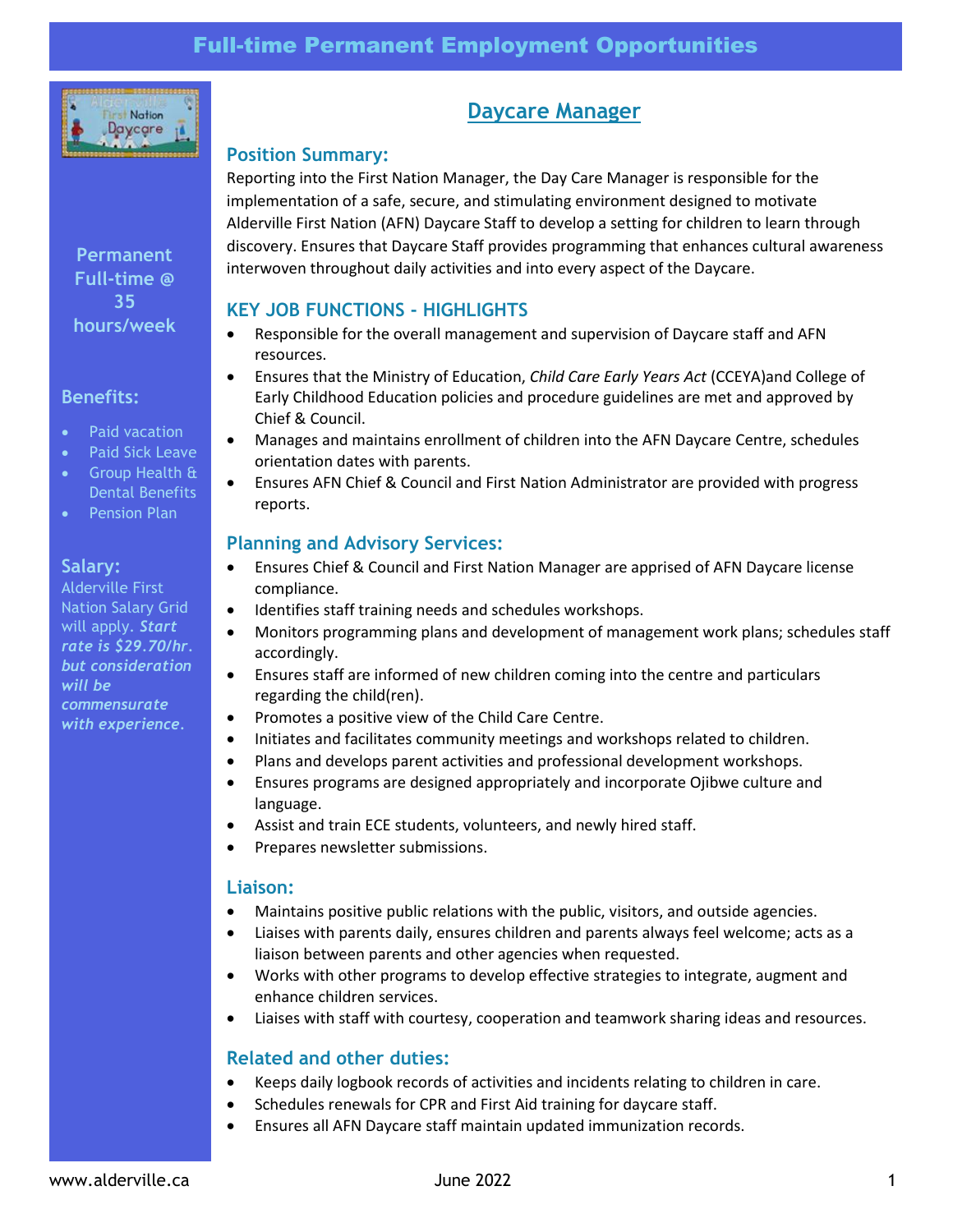# Full-time Permanent Employment Opportunities

**Permanent Full-time @ 35 hours/week**

### Benefits:

- Paid vacation
- Paid Sick Leave
- Group Health & Dental Benefits
- Pension Plan

### Salary:

Alderville First Nation Salary Grid will apply. ***Start rate is $29.70/hr. but consideration will be commensurate with experience.***

## Daycare Manager

### Position Summary:

Reporting into the First Nation Manager, the Day Care Manager is responsible for the implementation of a safe, secure, and stimulating environment designed to motivate Alderville First Nation (AFN) Daycare Staff to develop a setting for children to learn through discovery. Ensures that Daycare Staff provides programming that enhances cultural awareness interwoven throughout daily activities and into every aspect of the Daycare.

### KEY JOB FUNCTIONS - HIGHLIGHTS

- Responsible for the overall management and supervision of Daycare staff and AFN resources.
- Ensures that the Ministry of Education, *Child Care Early Years Act* (CCEYA)and College of Early Childhood Education policies and procedure guidelines are met and approved by Chief & Council.
- Manages and maintains enrollment of children into the AFN Daycare Centre, schedules orientation dates with parents.
- Ensures AFN Chief & Council and First Nation Administrator are provided with progress reports.

### Planning and Advisory Services:

- Ensures Chief & Council and First Nation Manager are apprised of AFN Daycare license compliance.
- Identifies staff training needs and schedules workshops.
- Monitors programming plans and development of management work plans; schedules staff accordingly.
- Ensures staff are informed of new children coming into the centre and particulars regarding the child(ren).
- Promotes a positive view of the Child Care Centre.
- Initiates and facilitates community meetings and workshops related to children.
- Plans and develops parent activities and professional development workshops.
- Ensures programs are designed appropriately and incorporate Ojibwe culture and language.
- Assist and train ECE students, volunteers, and newly hired staff.
- Prepares newsletter submissions.

### Liaison:

- Maintains positive public relations with the public, visitors, and outside agencies.
- Liaises with parents daily, ensures children and parents always feel welcome; acts as a liaison between parents and other agencies when requested.
- Works with other programs to develop effective strategies to integrate, augment and enhance children services.
- Liaises with staff with courtesy, cooperation and teamwork sharing ideas and resources.

### Related and other duties:

- Keeps daily logbook records of activities and incidents relating to children in care.
- Schedules renewals for CPR and First Aid training for daycare staff.
- Ensures all AFN Daycare staff maintain updated immunization records.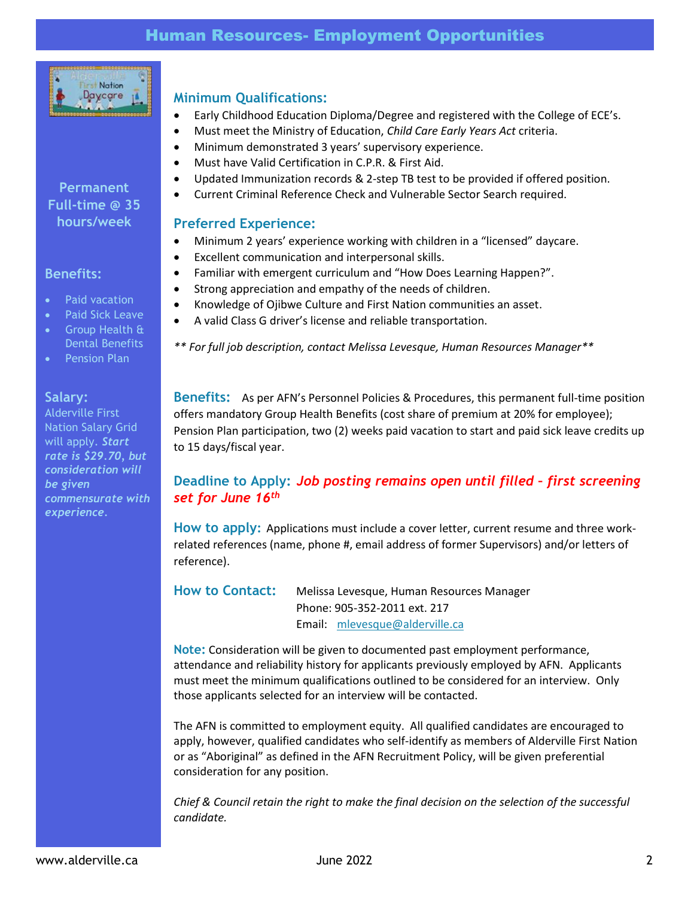# Human Resources- Employment Opportunities

**Permanent Full-time @ 35 hours/week**

### Benefits:

- Paid vacation
- Paid Sick Leave
- Group Health & Dental Benefits
- Pension Plan

### Salary:

Alderville First Nation Salary Grid will apply. ***Start rate is $29.70, but consideration will be given commensurate with experience.***

### Minimum Qualifications:

- Early Childhood Education Diploma/Degree and registered with the College of ECE's.
- Must meet the Ministry of Education, *Child Care Early Years Act* criteria.
- Minimum demonstrated 3 years' supervisory experience.
- Must have Valid Certification in C.P.R. & First Aid.
- Updated Immunization records & 2-step TB test to be provided if offered position.
- Current Criminal Reference Check and Vulnerable Sector Search required.

### Preferred Experience:

- Minimum 2 years' experience working with children in a "licensed" daycare.
- Excellent communication and interpersonal skills.
- Familiar with emergent curriculum and "How Does Learning Happen?".
- Strong appreciation and empathy of the needs of children.
- Knowledge of Ojibwe Culture and First Nation communities an asset.
- A valid Class G driver's license and reliable transportation.

*** For full job description, contact Melissa Levesque, Human Resources Manager***

**Benefits:** As per AFN's Personnel Policies & Procedures, this permanent full-time position offers mandatory Group Health Benefits (cost share of premium at 20% for employee); Pension Plan participation, two (2) weeks paid vacation to start and paid sick leave credits up to 15 days/fiscal year.

**Deadline to Apply:** ***Job posting remains open until filled – first screening set for June 16th***

**How to apply:** Applications must include a cover letter, current resume and three work-related references (name, phone #, email address of former Supervisors) and/or letters of reference).

**How to Contact:** Melissa Levesque, Human Resources Manager
Phone: 905-352-2011 ext. 217
Email: mlevesque@alderville.ca

**Note:** Consideration will be given to documented past employment performance, attendance and reliability history for applicants previously employed by AFN. Applicants must meet the minimum qualifications outlined to be considered for an interview. Only those applicants selected for an interview will be contacted.

The AFN is committed to employment equity. All qualified candidates are encouraged to apply, however, qualified candidates who self-identify as members of Alderville First Nation or as "Aboriginal" as defined in the AFN Recruitment Policy, will be given preferential consideration for any position.

*Chief & Council retain the right to make the final decision on the selection of the successful candidate.*